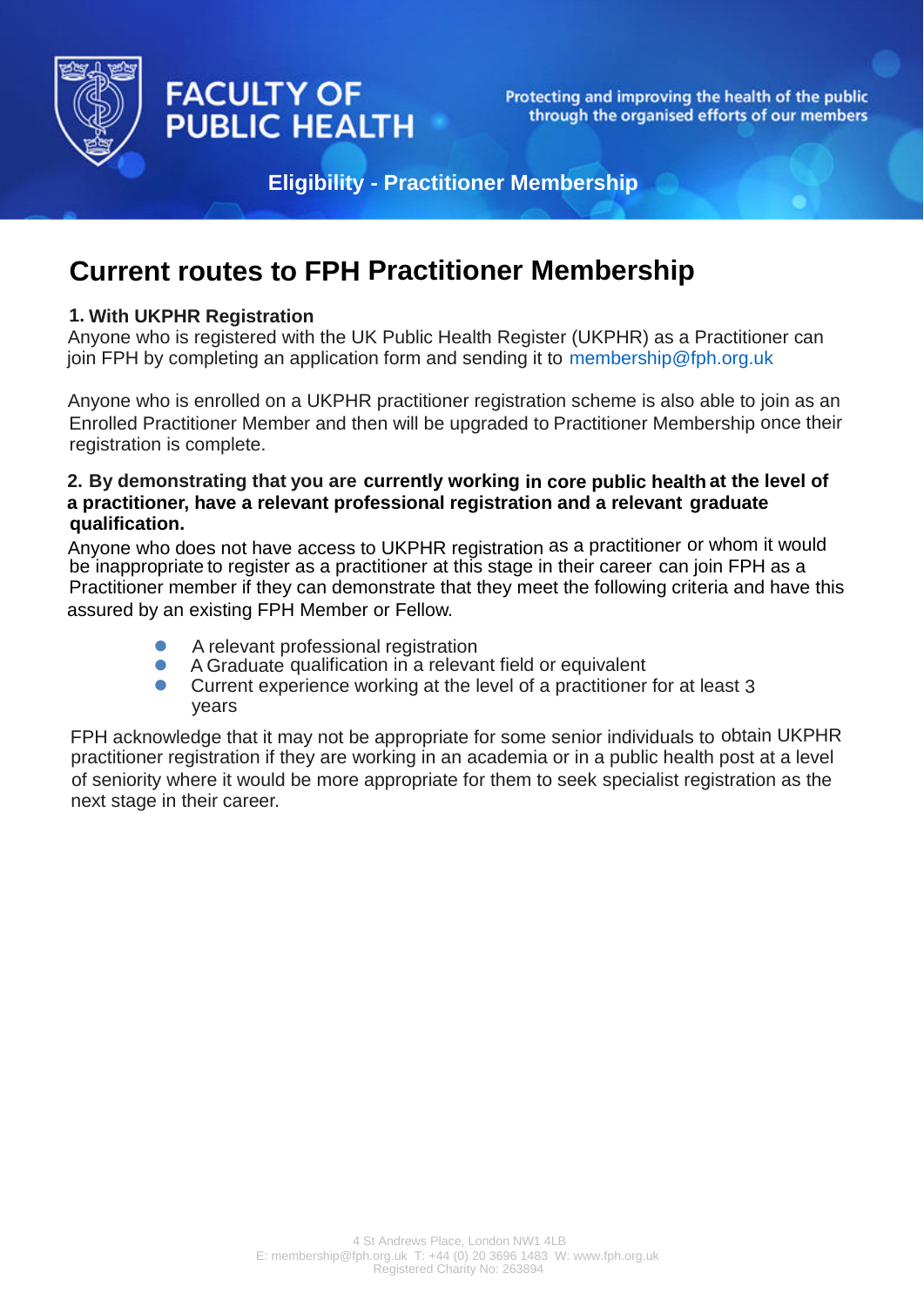# FACULTY OF PUBLIC HEALTH

Protecting and improving the health of the public through the organised efforts of our members

**Eligibility - Practitioner Membership**

## Current routes to FPH Practitioner Membership

### 1. With UKPHR Registration

Anyone who is registered with the UK Public Health Register (UKPHR) as a Practitioner can join FPH by completing an application form and sending it to membership@fph.org.uk

Anyone who is enrolled on a UKPHR practitioner registration scheme is also able to join as an Enrolled Practitioner Member and then will be upgraded to Practitioner Membership once their registration is complete.

### 2. By demonstrating that you are currently working in core public health at the level of a practitioner, have a relevant professional registration and a relevant graduate qualification.

Anyone who does not have access to UKPHR registration as a practitioner or whom it would be inappropriate to register as a practitioner at this stage in their career can join FPH as a Practitioner member if they can demonstrate that they meet the following criteria and have this assured by an existing FPH Member or Fellow.

- A relevant professional registration
- A Graduate qualification in a relevant field or equivalent
- Current experience working at the level of a practitioner for at least 3 years

FPH acknowledge that it may not be appropriate for some senior individuals to obtain UKPHR practitioner registration if they are working in an academia or in a public health post at a level of seniority where it would be more appropriate for them to seek specialist registration as the next stage in their career.

4 St Andrews Place, London NW1 4LB
E: membership@fph.org.uk T: +44 (0) 20 3696 1483 W: www.fph.org.uk
Registered Charity No: 263894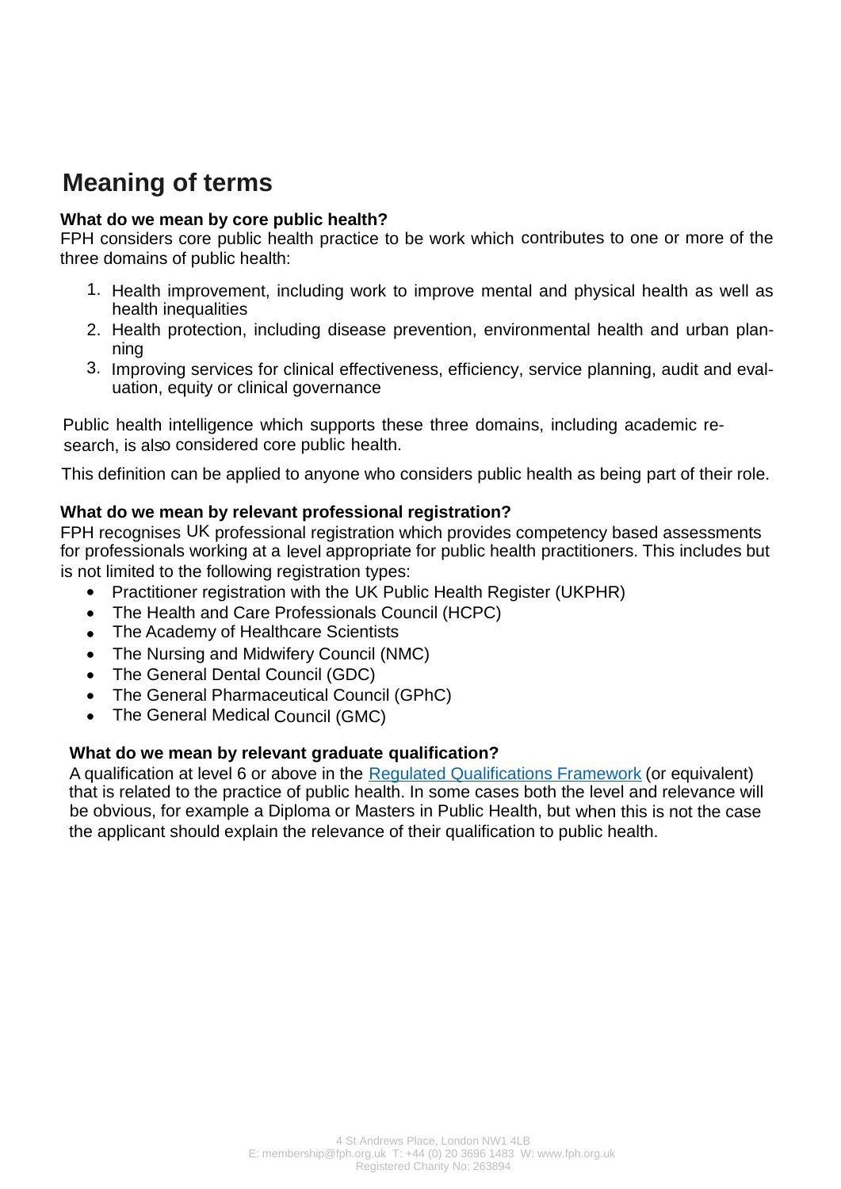# Meaning of terms

**What do we mean by core public health?**

FPH considers core public health practice to be work which contributes to one or more of the three domains of public health:

1. Health improvement, including work to improve mental and physical health as well as health inequalities
2. Health protection, including disease prevention, environmental health and urban planning
3. Improving services for clinical effectiveness, efficiency, service planning, audit and evaluation, equity or clinical governance

Public health intelligence which supports these three domains, including academic research, is also considered core public health.

This definition can be applied to anyone who considers public health as being part of their role.

**What do we mean by relevant professional registration?**

FPH recognises UK professional registration which provides competency based assessments for professionals working at a level appropriate for public health practitioners. This includes but is not limited to the following registration types:

- Practitioner registration with the UK Public Health Register (UKPHR)
- The Health and Care Professionals Council (HCPC)
- The Academy of Healthcare Scientists
- The Nursing and Midwifery Council (NMC)
- The General Dental Council (GDC)
- The General Pharmaceutical Council (GPhC)
- The General Medical Council (GMC)

**What do we mean by relevant graduate qualification?**

A qualification at level 6 or above in the [Regulated Qualifications Framework]() (or equivalent) that is related to the practice of public health. In some cases both the level and relevance will be obvious, for example a Diploma or Masters in Public Health, but when this is not the case the applicant should explain the relevance of their qualification to public health.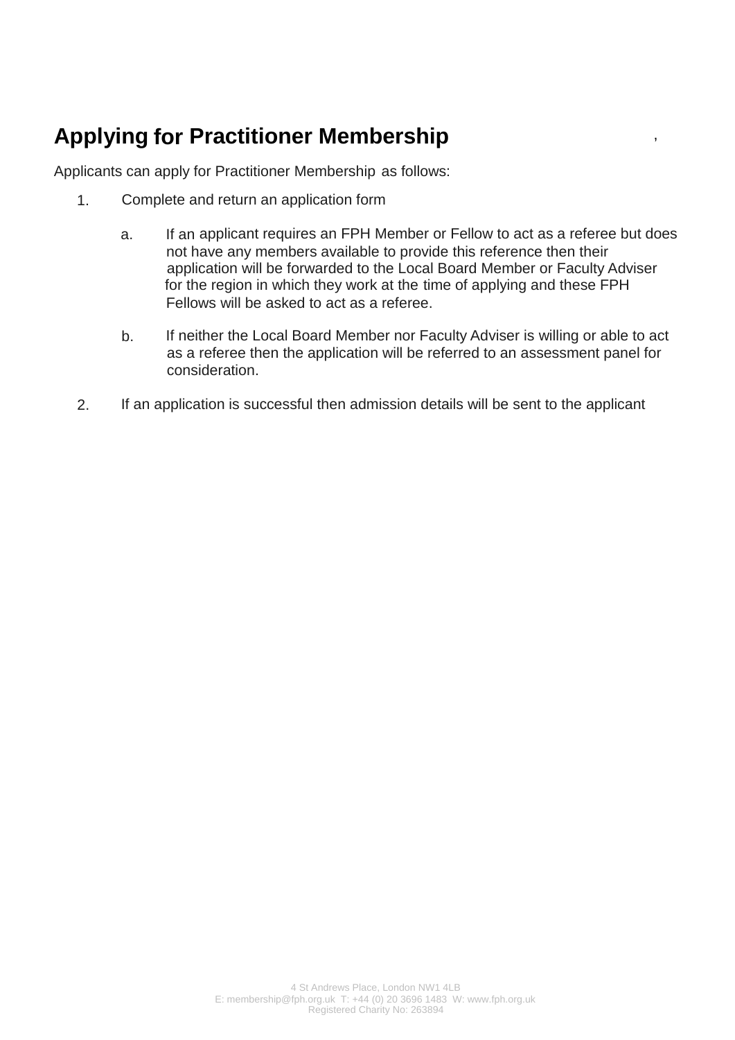# Applying for Practitioner Membership

Applicants can apply for Practitioner Membership as follows:

1. Complete and return an application form
   a. If an applicant requires an FPH Member or Fellow to act as a referee but does not have any members available to provide this reference then their application will be forwarded to the Local Board Member or Faculty Adviser for the region in which they work at the time of applying and these FPH Fellows will be asked to act as a referee.
   b. If neither the Local Board Member nor Faculty Adviser is willing or able to act as a referee then the application will be referred to an assessment panel for consideration.
2. If an application is successful then admission details will be sent to the applicant